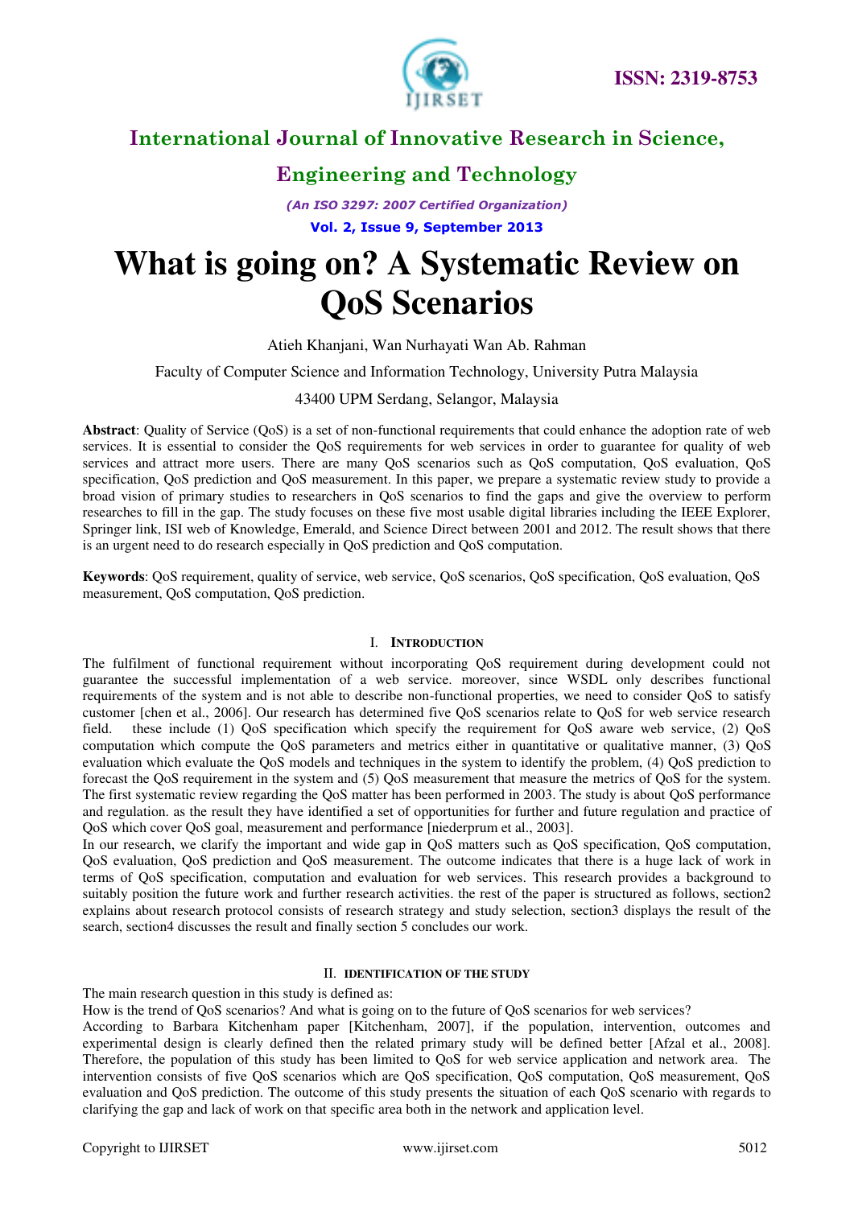# What is going on? A Systematic Review on QoS Scenarios

Atieh Khanjani, Wan Nurhayati Wan Ab. Rahman

Faculty of Computer Science and Information Technology, University Putra Malaysia

43400 UPM Serdang, Selangor, Malaysia

**Abstract**: Quality of Service (QoS) is a set of non-functional requirements that could enhance the adoption rate of web services. It is essential to consider the QoS requirements for web services in order to guarantee for quality of web services and attract more users. There are many QoS scenarios such as QoS computation, QoS evaluation, QoS specification, QoS prediction and QoS measurement. In this paper, we prepare a systematic review study to provide a broad vision of primary studies to researchers in QoS scenarios to find the gaps and give the overview to perform researches to fill in the gap. The study focuses on these five most usable digital libraries including the IEEE Explorer, Springer link, ISI web of Knowledge, Emerald, and Science Direct between 2001 and 2012. The result shows that there is an urgent need to do research especially in QoS prediction and QoS computation.

**Keywords**: QoS requirement, quality of service, web service, QoS scenarios, QoS specification, QoS evaluation, QoS measurement, QoS computation, QoS prediction.

## I. Introduction

The fulfilment of functional requirement without incorporating QoS requirement during development could not guarantee the successful implementation of a web service. moreover, since WSDL only describes functional requirements of the system and is not able to describe non-functional properties, we need to consider QoS to satisfy customer [chen et al., 2006]. Our research has determined five QoS scenarios relate to QoS for web service research field. these include (1) QoS specification which specify the requirement for QoS aware web service, (2) QoS computation which compute the QoS parameters and metrics either in quantitative or qualitative manner, (3) QoS evaluation which evaluate the QoS models and techniques in the system to identify the problem, (4) QoS prediction to forecast the QoS requirement in the system and (5) QoS measurement that measure the metrics of QoS for the system. The first systematic review regarding the QoS matter has been performed in 2003. The study is about QoS performance and regulation. as the result they have identified a set of opportunities for further and future regulation and practice of QoS which cover QoS goal, measurement and performance [niederprum et al., 2003].

In our research, we clarify the important and wide gap in QoS matters such as QoS specification, QoS computation, QoS evaluation, QoS prediction and QoS measurement. The outcome indicates that there is a huge lack of work in terms of QoS specification, computation and evaluation for web services. This research provides a background to suitably position the future work and further research activities. the rest of the paper is structured as follows, section2 explains about research protocol consists of research strategy and study selection, section3 displays the result of the search, section4 discusses the result and finally section 5 concludes our work.

## II. Identification of the Study

The main research question in this study is defined as:

How is the trend of QoS scenarios? And what is going on to the future of QoS scenarios for web services?

According to Barbara Kitchenham paper [Kitchenham, 2007], if the population, intervention, outcomes and experimental design is clearly defined then the related primary study will be defined better [Afzal et al., 2008]. Therefore, the population of this study has been limited to QoS for web service application and network area. The intervention consists of five QoS scenarios which are QoS specification, QoS computation, QoS measurement, QoS evaluation and QoS prediction. The outcome of this study presents the situation of each QoS scenario with regards to clarifying the gap and lack of work on that specific area both in the network and application level.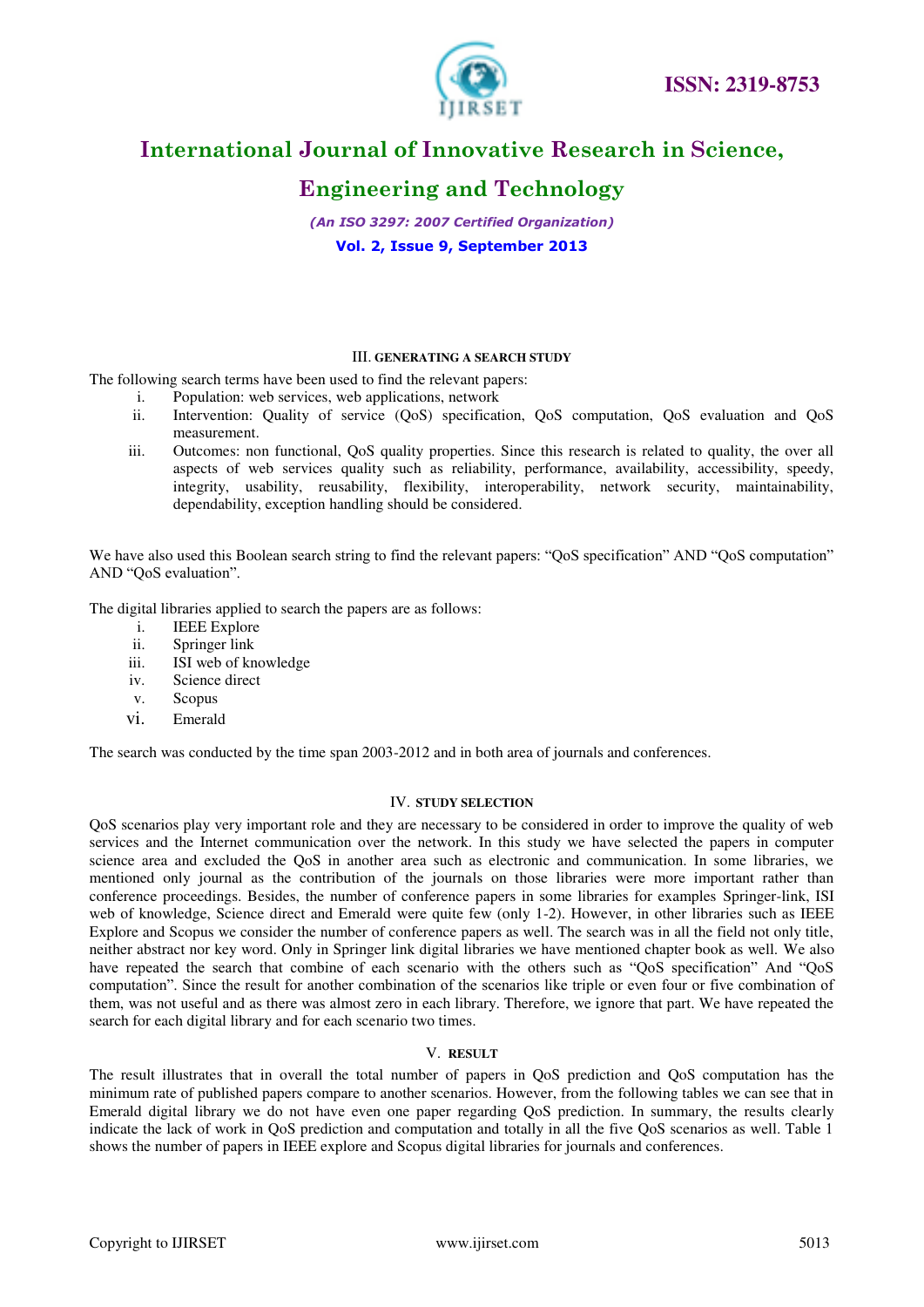## III. GENERATING A SEARCH STUDY

The following search terms have been used to find the relevant papers:

i. Population: web services, web applications, network
ii. Intervention: Quality of service (QoS) specification, QoS computation, QoS evaluation and QoS measurement.
iii. Outcomes: non functional, QoS quality properties. Since this research is related to quality, the over all aspects of web services quality such as reliability, performance, availability, accessibility, speedy, integrity, usability, reusability, flexibility, interoperability, network security, maintainability, dependability, exception handling should be considered.

We have also used this Boolean search string to find the relevant papers: "QoS specification" AND "QoS computation" AND "QoS evaluation".

The digital libraries applied to search the papers are as follows:

i. IEEE Explore
ii. Springer link
iii. ISI web of knowledge
iv. Science direct
v. Scopus
vi. Emerald

The search was conducted by the time span 2003-2012 and in both area of journals and conferences.

## IV. STUDY SELECTION

QoS scenarios play very important role and they are necessary to be considered in order to improve the quality of web services and the Internet communication over the network. In this study we have selected the papers in computer science area and excluded the QoS in another area such as electronic and communication. In some libraries, we mentioned only journal as the contribution of the journals on those libraries were more important rather than conference proceedings. Besides, the number of conference papers in some libraries for examples Springer-link, ISI web of knowledge, Science direct and Emerald were quite few (only 1-2). However, in other libraries such as IEEE Explore and Scopus we consider the number of conference papers as well. The search was in all the field not only title, neither abstract nor key word. Only in Springer link digital libraries we have mentioned chapter book as well. We also have repeated the search that combine of each scenario with the others such as "QoS specification" And "QoS computation". Since the result for another combination of the scenarios like triple or even four or five combination of them, was not useful and as there was almost zero in each library. Therefore, we ignore that part. We have repeated the search for each digital library and for each scenario two times.

## V. RESULT

The result illustrates that in overall the total number of papers in QoS prediction and QoS computation has the minimum rate of published papers compare to another scenarios. However, from the following tables we can see that in Emerald digital library we do not have even one paper regarding QoS prediction. In summary, the results clearly indicate the lack of work in QoS prediction and computation and totally in all the five QoS scenarios as well. Table 1 shows the number of papers in IEEE explore and Scopus digital libraries for journals and conferences.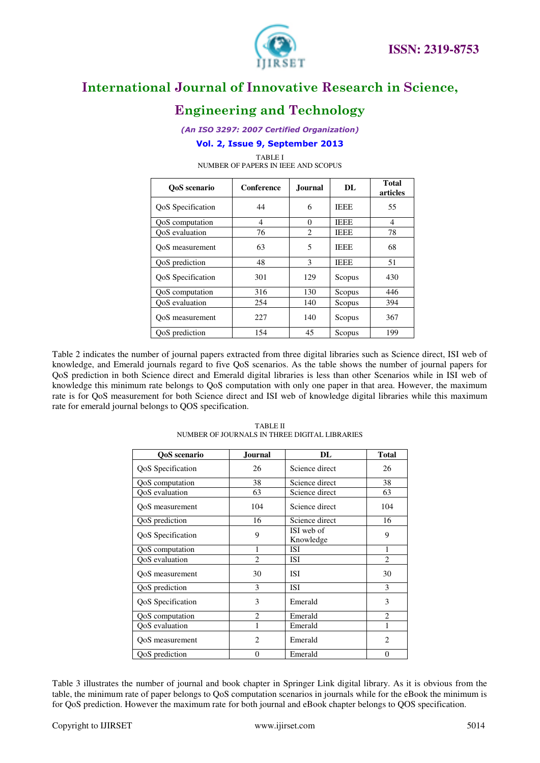TABLE I
NUMBER OF PAPERS IN IEEE AND SCOPUS

| QoS scenario | Conference | Journal | DL | Total articles |
|---|---|---|---|---|
| QoS Specification | 44 | 6 | IEEE | 55 |
| QoS computation | 4 | 0 | IEEE | 4 |
| QoS evaluation | 76 | 2 | IEEE | 78 |
| QoS measurement | 63 | 5 | IEEE | 68 |
| QoS prediction | 48 | 3 | IEEE | 51 |
| QoS Specification | 301 | 129 | Scopus | 430 |
| QoS computation | 316 | 130 | Scopus | 446 |
| QoS evaluation | 254 | 140 | Scopus | 394 |
| QoS measurement | 227 | 140 | Scopus | 367 |
| QoS prediction | 154 | 45 | Scopus | 199 |

Table 2 indicates the number of journal papers extracted from three digital libraries such as Science direct, ISI web of knowledge, and Emerald journals regard to five QoS scenarios. As the table shows the number of journal papers for QoS prediction in both Science direct and Emerald digital libraries is less than other Scenarios while in ISI web of knowledge this minimum rate belongs to QoS computation with only one paper in that area. However, the maximum rate is for QoS measurement for both Science direct and ISI web of knowledge digital libraries while this maximum rate for emerald journal belongs to QOS specification.

TABLE II
NUMBER OF JOURNALS IN THREE DIGITAL LIBRARIES

| QoS scenario | Journal | DL | Total |
|---|---|---|---|
| QoS Specification | 26 | Science direct | 26 |
| QoS computation | 38 | Science direct | 38 |
| QoS evaluation | 63 | Science direct | 63 |
| QoS measurement | 104 | Science direct | 104 |
| QoS prediction | 16 | Science direct | 16 |
| QoS Specification | 9 | ISI web of Knowledge | 9 |
| QoS computation | 1 | ISI | 1 |
| QoS evaluation | 2 | ISI | 2 |
| QoS measurement | 30 | ISI | 30 |
| QoS prediction | 3 | ISI | 3 |
| QoS Specification | 3 | Emerald | 3 |
| QoS computation | 2 | Emerald | 2 |
| QoS evaluation | 1 | Emerald | 1 |
| QoS measurement | 2 | Emerald | 2 |
| QoS prediction | 0 | Emerald | 0 |

Table 3 illustrates the number of journal and book chapter in Springer Link digital library. As it is obvious from the table, the minimum rate of paper belongs to QoS computation scenarios in journals while for the eBook the minimum is for QoS prediction. However the maximum rate for both journal and eBook chapter belongs to QOS specification.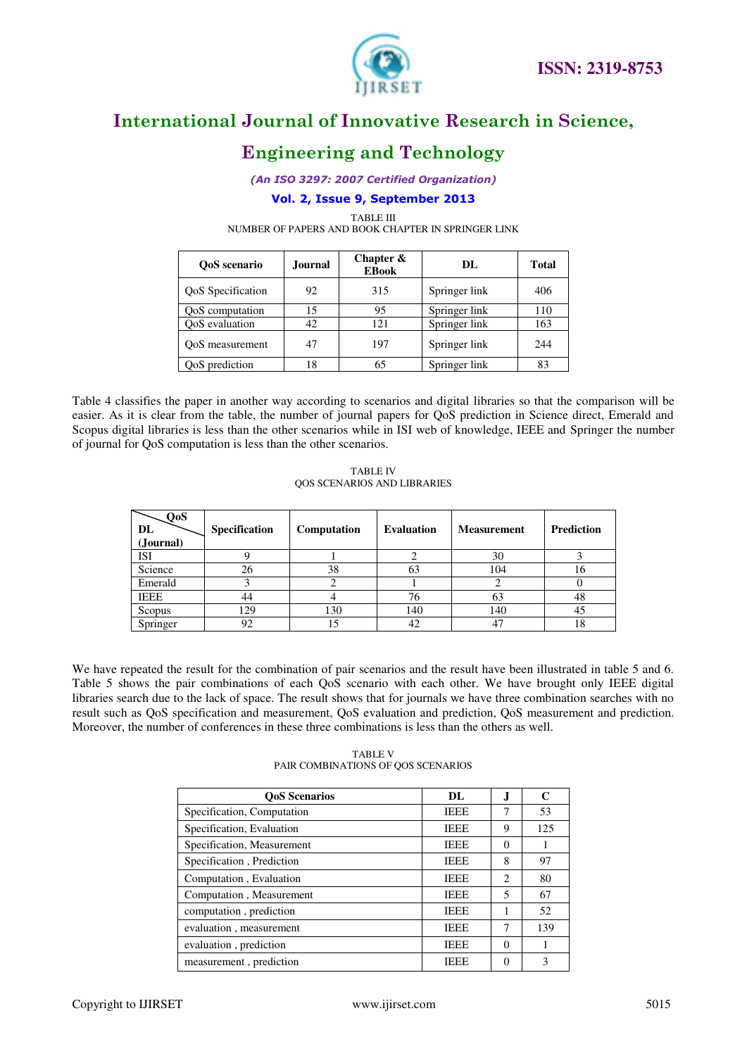TABLE III
NUMBER OF PAPERS AND BOOK CHAPTER IN SPRINGER LINK

| QoS scenario | Journal | Chapter & EBook | DL | Total |
| --- | --- | --- | --- | --- |
| QoS Specification | 92 | 315 | Springer link | 406 |
| QoS computation | 15 | 95 | Springer link | 110 |
| QoS evaluation | 42 | 121 | Springer link | 163 |
| QoS measurement | 47 | 197 | Springer link | 244 |
| QoS prediction | 18 | 65 | Springer link | 83 |

Table 4 classifies the paper in another way according to scenarios and digital libraries so that the comparison will be easier. As it is clear from the table, the number of journal papers for QoS prediction in Science direct, Emerald and Scopus digital libraries is less than the other scenarios while in ISI web of knowledge, IEEE and Springer the number of journal for QoS computation is less than the other scenarios.

TABLE IV
QOS SCENARIOS AND LIBRARIES

| QoS / DL (Journal) | Specification | Computation | Evaluation | Measurement | Prediction |
| --- | --- | --- | --- | --- | --- |
| ISI | 9 | 1 | 2 | 30 | 3 |
| Science | 26 | 38 | 63 | 104 | 16 |
| Emerald | 3 | 2 | 1 | 2 | 0 |
| IEEE | 44 | 4 | 76 | 63 | 48 |
| Scopus | 129 | 130 | 140 | 140 | 45 |
| Springer | 92 | 15 | 42 | 47 | 18 |

We have repeated the result for the combination of pair scenarios and the result have been illustrated in table 5 and 6. Table 5 shows the pair combinations of each QoS scenario with each other. We have brought only IEEE digital libraries search due to the lack of space. The result shows that for journals we have three combination searches with no result such as QoS specification and measurement, QoS evaluation and prediction, QoS measurement and prediction. Moreover, the number of conferences in these three combinations is less than the others as well.

TABLE V
PAIR COMBINATIONS OF QOS SCENARIOS

| QoS Scenarios | DL | J | C |
| --- | --- | --- | --- |
| Specification, Computation | IEEE | 7 | 53 |
| Specification, Evaluation | IEEE | 9 | 125 |
| Specification, Measurement | IEEE | 0 | 1 |
| Specification , Prediction | IEEE | 8 | 97 |
| Computation , Evaluation | IEEE | 2 | 80 |
| Computation , Measurement | IEEE | 5 | 67 |
| computation , prediction | IEEE | 1 | 52 |
| evaluation , measurement | IEEE | 7 | 139 |
| evaluation , prediction | IEEE | 0 | 1 |
| measurement , prediction | IEEE | 0 | 3 |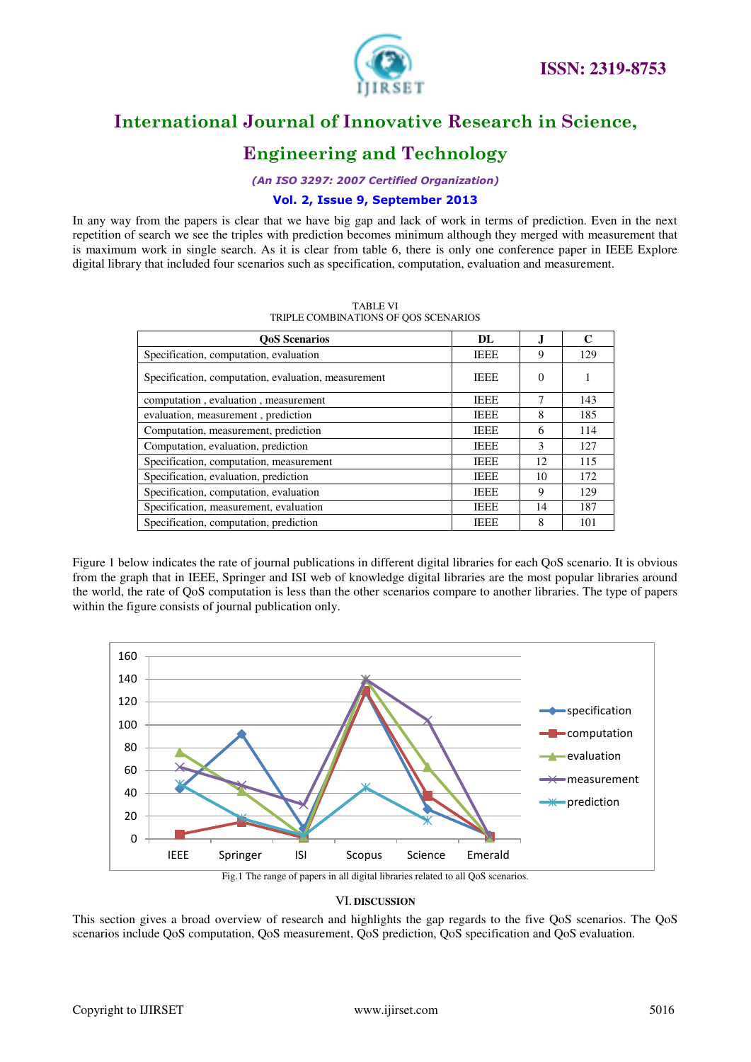In any way from the papers is clear that we have big gap and lack of work in terms of prediction. Even in the next repetition of search we see the triples with prediction becomes minimum although they merged with measurement that is maximum work in single search. As it is clear from table 6, there is only one conference paper in IEEE Explore digital library that included four scenarios such as specification, computation, evaluation and measurement.

TABLE VI
TRIPLE COMBINATIONS OF QOS SCENARIOS

| QoS Scenarios | DL | J | C |
|---|---|---|---|
| Specification, computation, evaluation | IEEE | 9 | 129 |
| Specification, computation, evaluation, measurement | IEEE | 0 | 1 |
| computation , evaluation , measurement | IEEE | 7 | 143 |
| evaluation, measurement , prediction | IEEE | 8 | 185 |
| Computation, measurement, prediction | IEEE | 6 | 114 |
| Computation, evaluation, prediction | IEEE | 3 | 127 |
| Specification, computation, measurement | IEEE | 12 | 115 |
| Specification, evaluation, prediction | IEEE | 10 | 172 |
| Specification, computation, evaluation | IEEE | 9 | 129 |
| Specification, measurement, evaluation | IEEE | 14 | 187 |
| Specification, computation, prediction | IEEE | 8 | 101 |

Figure 1 below indicates the rate of journal publications in different digital libraries for each QoS scenario. It is obvious from the graph that in IEEE, Springer and ISI web of knowledge digital libraries are the most popular libraries around the world, the rate of QoS computation is less than the other scenarios compare to another libraries. The type of papers within the figure consists of journal publication only.

Fig.1 The range of papers in all digital libraries related to all QoS scenarios.

## VI. DISCUSSION

This section gives a broad overview of research and highlights the gap regards to the five QoS scenarios. The QoS scenarios include QoS computation, QoS measurement, QoS prediction, QoS specification and QoS evaluation.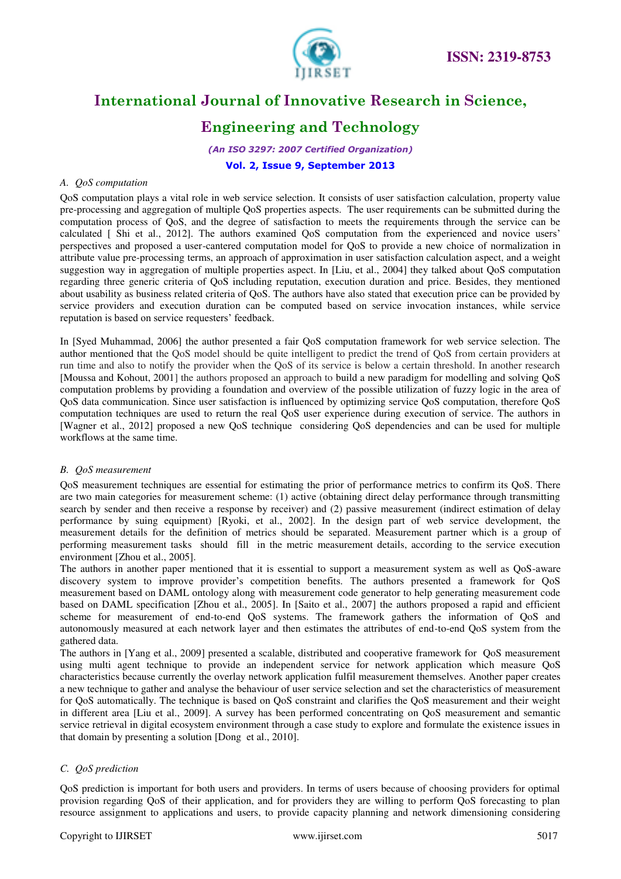### A. *QoS computation*

QoS computation plays a vital role in web service selection. It consists of user satisfaction calculation, property value pre-processing and aggregation of multiple QoS properties aspects. The user requirements can be submitted during the computation process of QoS, and the degree of satisfaction to meets the requirements through the service can be calculated [ Shi et al., 2012]. The authors examined QoS computation from the experienced and novice users' perspectives and proposed a user-cantered computation model for QoS to provide a new choice of normalization in attribute value pre-processing terms, an approach of approximation in user satisfaction calculation aspect, and a weight suggestion way in aggregation of multiple properties aspect. In [Liu, et al., 2004] they talked about QoS computation regarding three generic criteria of QoS including reputation, execution duration and price. Besides, they mentioned about usability as business related criteria of QoS. The authors have also stated that execution price can be provided by service providers and execution duration can be computed based on service invocation instances, while service reputation is based on service requesters' feedback.

In [Syed Muhammad, 2006] the author presented a fair QoS computation framework for web service selection. The author mentioned that the QoS model should be quite intelligent to predict the trend of QoS from certain providers at run time and also to notify the provider when the QoS of its service is below a certain threshold. In another research [Moussa and Kohout, 2001] the authors proposed an approach to build a new paradigm for modelling and solving QoS computation problems by providing a foundation and overview of the possible utilization of fuzzy logic in the area of QoS data communication. Since user satisfaction is influenced by optimizing service QoS computation, therefore QoS computation techniques are used to return the real QoS user experience during execution of service. The authors in [Wagner et al., 2012] proposed a new QoS technique considering QoS dependencies and can be used for multiple workflows at the same time.

### B. *QoS measurement*

QoS measurement techniques are essential for estimating the prior of performance metrics to confirm its QoS. There are two main categories for measurement scheme: (1) active (obtaining direct delay performance through transmitting search by sender and then receive a response by receiver) and (2) passive measurement (indirect estimation of delay performance by suing equipment) [Ryoki, et al., 2002]. In the design part of web service development, the measurement details for the definition of metrics should be separated. Measurement partner which is a group of performing measurement tasks should fill in the metric measurement details, according to the service execution environment [Zhou et al., 2005].

The authors in another paper mentioned that it is essential to support a measurement system as well as QoS-aware discovery system to improve provider's competition benefits. The authors presented a framework for QoS measurement based on DAML ontology along with measurement code generator to help generating measurement code based on DAML specification [Zhou et al., 2005]. In [Saito et al., 2007] the authors proposed a rapid and efficient scheme for measurement of end-to-end QoS systems. The framework gathers the information of QoS and autonomously measured at each network layer and then estimates the attributes of end-to-end QoS system from the gathered data.

The authors in [Yang et al., 2009] presented a scalable, distributed and cooperative framework for QoS measurement using multi agent technique to provide an independent service for network application which measure QoS characteristics because currently the overlay network application fulfil measurement themselves. Another paper creates a new technique to gather and analyse the behaviour of user service selection and set the characteristics of measurement for QoS automatically. The technique is based on QoS constraint and clarifies the QoS measurement and their weight in different area [Liu et al., 2009]. A survey has been performed concentrating on QoS measurement and semantic service retrieval in digital ecosystem environment through a case study to explore and formulate the existence issues in that domain by presenting a solution [Dong et al., 2010].

### C. *QoS prediction*

QoS prediction is important for both users and providers. In terms of users because of choosing providers for optimal provision regarding QoS of their application, and for providers they are willing to perform QoS forecasting to plan resource assignment to applications and users, to provide capacity planning and network dimensioning considering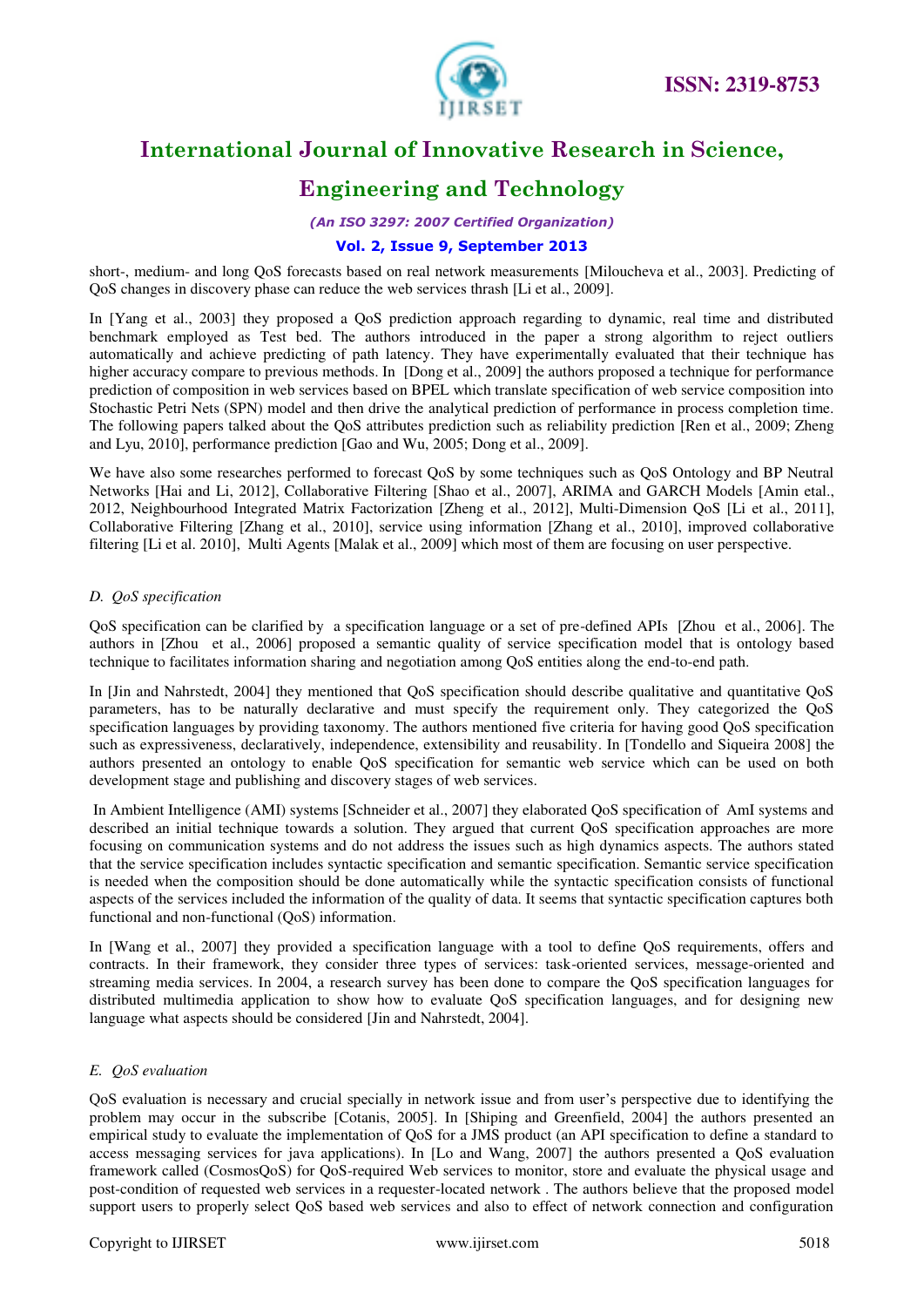short-, medium- and long QoS forecasts based on real network measurements [Miloucheva et al., 2003]. Predicting of QoS changes in discovery phase can reduce the web services thrash [Li et al., 2009].

In [Yang et al., 2003] they proposed a QoS prediction approach regarding to dynamic, real time and distributed benchmark employed as Test bed. The authors introduced in the paper a strong algorithm to reject outliers automatically and achieve predicting of path latency. They have experimentally evaluated that their technique has higher accuracy compare to previous methods. In [Dong et al., 2009] the authors proposed a technique for performance prediction of composition in web services based on BPEL which translate specification of web service composition into Stochastic Petri Nets (SPN) model and then drive the analytical prediction of performance in process completion time. The following papers talked about the QoS attributes prediction such as reliability prediction [Ren et al., 2009; Zheng and Lyu, 2010], performance prediction [Gao and Wu, 2005; Dong et al., 2009].

We have also some researches performed to forecast QoS by some techniques such as QoS Ontology and BP Neutral Networks [Hai and Li, 2012], Collaborative Filtering [Shao et al., 2007], ARIMA and GARCH Models [Amin etal., 2012, Neighbourhood Integrated Matrix Factorization [Zheng et al., 2012], Multi-Dimension QoS [Li et al., 2011], Collaborative Filtering [Zhang et al., 2010], service using information [Zhang et al., 2010], improved collaborative filtering [Li et al. 2010], Multi Agents [Malak et al., 2009] which most of them are focusing on user perspective.

### D. *QoS specification*

QoS specification can be clarified by a specification language or a set of pre-defined APIs [Zhou et al., 2006]. The authors in [Zhou et al., 2006] proposed a semantic quality of service specification model that is ontology based technique to facilitates information sharing and negotiation among QoS entities along the end-to-end path.

In [Jin and Nahrstedt, 2004] they mentioned that QoS specification should describe qualitative and quantitative QoS parameters, has to be naturally declarative and must specify the requirement only. They categorized the QoS specification languages by providing taxonomy. The authors mentioned five criteria for having good QoS specification such as expressiveness, declaratively, independence, extensibility and reusability. In [Tondello and Siqueira 2008] the authors presented an ontology to enable QoS specification for semantic web service which can be used on both development stage and publishing and discovery stages of web services.

In Ambient Intelligence (AMI) systems [Schneider et al., 2007] they elaborated QoS specification of AmI systems and described an initial technique towards a solution. They argued that current QoS specification approaches are more focusing on communication systems and do not address the issues such as high dynamics aspects. The authors stated that the service specification includes syntactic specification and semantic specification. Semantic service specification is needed when the composition should be done automatically while the syntactic specification consists of functional aspects of the services included the information of the quality of data. It seems that syntactic specification captures both functional and non-functional (QoS) information.

In [Wang et al., 2007] they provided a specification language with a tool to define QoS requirements, offers and contracts. In their framework, they consider three types of services: task-oriented services, message-oriented and streaming media services. In 2004, a research survey has been done to compare the QoS specification languages for distributed multimedia application to show how to evaluate QoS specification languages, and for designing new language what aspects should be considered [Jin and Nahrstedt, 2004].

### E. *QoS evaluation*

QoS evaluation is necessary and crucial specially in network issue and from user's perspective due to identifying the problem may occur in the subscribe [Cotanis, 2005]. In [Shiping and Greenfield, 2004] the authors presented an empirical study to evaluate the implementation of QoS for a JMS product (an API specification to define a standard to access messaging services for java applications). In [Lo and Wang, 2007] the authors presented a QoS evaluation framework called (CosmosQoS) for QoS-required Web services to monitor, store and evaluate the physical usage and post-condition of requested web services in a requester-located network . The authors believe that the proposed model support users to properly select QoS based web services and also to effect of network connection and configuration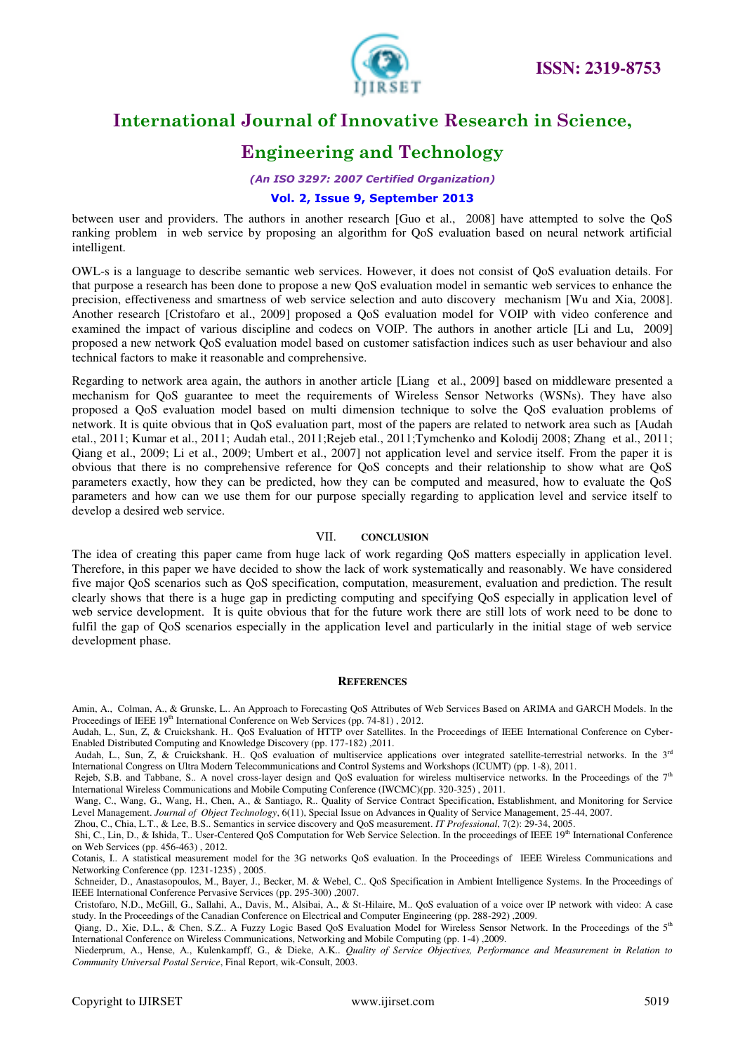between user and providers. The authors in another research [Guo et al., 2008] have attempted to solve the QoS ranking problem in web service by proposing an algorithm for QoS evaluation based on neural network artificial intelligent.

OWL-s is a language to describe semantic web services. However, it does not consist of QoS evaluation details. For that purpose a research has been done to propose a new QoS evaluation model in semantic web services to enhance the precision, effectiveness and smartness of web service selection and auto discovery mechanism [Wu and Xia, 2008]. Another research [Cristofaro et al., 2009] proposed a QoS evaluation model for VOIP with video conference and examined the impact of various discipline and codecs on VOIP. The authors in another article [Li and Lu, 2009] proposed a new network QoS evaluation model based on customer satisfaction indices such as user behaviour and also technical factors to make it reasonable and comprehensive.

Regarding to network area again, the authors in another article [Liang et al., 2009] based on middleware presented a mechanism for QoS guarantee to meet the requirements of Wireless Sensor Networks (WSNs). They have also proposed a QoS evaluation model based on multi dimension technique to solve the QoS evaluation problems of network. It is quite obvious that in QoS evaluation part, most of the papers are related to network area such as [Audah etal., 2011; Kumar et al., 2011; Audah etal., 2011;Rejeb etal., 2011;Tymchenko and Kolodij 2008; Zhang et al., 2011; Qiang et al., 2009; Li et al., 2009; Umbert et al., 2007] not application level and service itself. From the paper it is obvious that there is no comprehensive reference for QoS concepts and their relationship to show what are QoS parameters exactly, how they can be predicted, how they can be computed and measured, how to evaluate the QoS parameters and how can we use them for our purpose specially regarding to application level and service itself to develop a desired web service.

## VII. CONCLUSION

The idea of creating this paper came from huge lack of work regarding QoS matters especially in application level. Therefore, in this paper we have decided to show the lack of work systematically and reasonably. We have considered five major QoS scenarios such as QoS specification, computation, measurement, evaluation and prediction. The result clearly shows that there is a huge gap in predicting computing and specifying QoS especially in application level of web service development. It is quite obvious that for the future work there are still lots of work need to be done to fulfil the gap of QoS scenarios especially in the application level and particularly in the initial stage of web service development phase.

## REFERENCES

Amin, A., Colman, A., & Grunske, L.. An Approach to Forecasting QoS Attributes of Web Services Based on ARIMA and GARCH Models. In the Proceedings of IEEE 19th International Conference on Web Services (pp. 74-81) , 2012.

Audah, L., Sun, Z, & Cruickshank. H.. QoS Evaluation of HTTP over Satellites. In the Proceedings of IEEE International Conference on Cyber-Enabled Distributed Computing and Knowledge Discovery (pp. 177-182) ,2011.

Audah, L., Sun, Z, & Cruickshank. H.. QoS evaluation of multiservice applications over integrated satellite-terrestrial networks. In the 3rd International Congress on Ultra Modern Telecommunications and Control Systems and Workshops (ICUMT) (pp. 1-8), 2011.

Rejeb, S.B. and Tabbane, S.. A novel cross-layer design and QoS evaluation for wireless multiservice networks. In the Proceedings of the 7th International Wireless Communications and Mobile Computing Conference (IWCMC)(pp. 320-325) , 2011.

Wang, C., Wang, G., Wang, H., Chen, A., & Santiago, R.. Quality of Service Contract Specification, Establishment, and Monitoring for Service Level Management. *Journal of Object Technology*, 6(11), Special Issue on Advances in Quality of Service Management, 25-44, 2007.

Zhou, C., Chia, L.T., & Lee, B.S.. Semantics in service discovery and QoS measurement. *IT Professional*, 7(2): 29-34, 2005.

Shi, C., Lin, D., & Ishida, T.. User-Centered QoS Computation for Web Service Selection. In the proceedings of IEEE 19th International Conference on Web Services (pp. 456-463) , 2012.

Cotanis, I.. A statistical measurement model for the 3G networks QoS evaluation. In the Proceedings of IEEE Wireless Communications and Networking Conference (pp. 1231-1235) , 2005.

Schneider, D., Anastasopoulos, M., Bayer, J., Becker, M. & Webel, C.. QoS Specification in Ambient Intelligence Systems. In the Proceedings of IEEE International Conference Pervasive Services (pp. 295-300) ,2007.

Cristofaro, N.D., McGill, G., Sallahi, A., Davis, M., Alsibai, A., & St-Hilaire, M.. QoS evaluation of a voice over IP network with video: A case study. In the Proceedings of the Canadian Conference on Electrical and Computer Engineering (pp. 288-292) ,2009.

Qiang, D., Xie, D.L., & Chen, S.Z.. A Fuzzy Logic Based QoS Evaluation Model for Wireless Sensor Network. In the Proceedings of the 5th International Conference on Wireless Communications, Networking and Mobile Computing (pp. 1-4) ,2009.

Niederprum, A., Hense, A., Kulenkampff, G., & Dieke, A.K.. *Quality of Service Objectives, Performance and Measurement in Relation to Community Universal Postal Service*, Final Report, wik-Consult, 2003.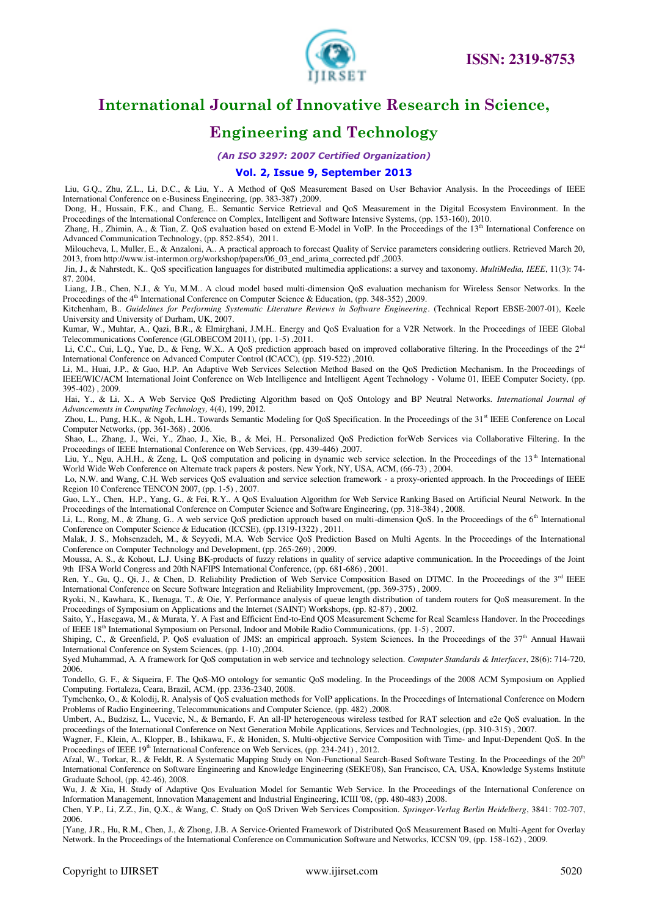Liu, G.Q., Zhu, Z.L., Li, D.C., & Liu, Y.. A Method of QoS Measurement Based on User Behavior Analysis. In the Proceedings of IEEE International Conference on e-Business Engineering, (pp. 383-387) ,2009.

Dong, H., Hussain, F.K., and Chang, E.. Semantic Service Retrieval and QoS Measurement in the Digital Ecosystem Environment. In the Proceedings of the International Conference on Complex, Intelligent and Software Intensive Systems, (pp. 153-160), 2010.

Zhang, H., Zhimin, A., & Tian, Z. QoS evaluation based on extend E-Model in VoIP. In the Proceedings of the 13th International Conference on Advanced Communication Technology, (pp. 852-854), 2011.

Miloucheva, I., Muller, E., & Anzaloni, A.. A practical approach to forecast Quality of Service parameters considering outliers. Retrieved March 20, 2013, from http://www.ist-intermon.org/workshop/papers/06_03_end_arima_corrected.pdf ,2003.

Jin, J., & Nahrstedt, K.. QoS specification languages for distributed multimedia applications: a survey and taxonomy. *MultiMedia, IEEE*, 11(3): 74-87. 2004.

Liang, J.B., Chen, N.J., & Yu, M.M.. A cloud model based multi-dimension QoS evaluation mechanism for Wireless Sensor Networks. In the Proceedings of the 4th International Conference on Computer Science & Education, (pp. 348-352) ,2009.

Kitchenham, B.. *Guidelines for Performing Systematic Literature Reviews in Software Engineering*. (Technical Report EBSE-2007-01), Keele University and University of Durham, UK, 2007.

Kumar, W., Muhtar, A., Qazi, B.R., & Elmirghani, J.M.H.. Energy and QoS Evaluation for a V2R Network. In the Proceedings of IEEE Global Telecommunications Conference (GLOBECOM 2011), (pp. 1-5) ,2011.

Li, C.C., Cui, L.Q., Yue, D., & Feng, W.X.. A QoS prediction approach based on improved collaborative filtering. In the Proceedings of the 2nd International Conference on Advanced Computer Control (ICACC), (pp. 519-522) ,2010.

Li, M., Huai, J.P., & Guo, H.P. An Adaptive Web Services Selection Method Based on the QoS Prediction Mechanism. In the Proceedings of IEEE/WIC/ACM International Joint Conference on Web Intelligence and Intelligent Agent Technology - Volume 01, IEEE Computer Society, (pp. 395-402) , 2009.

Hai, Y., & Li, X.. A Web Service QoS Predicting Algorithm based on QoS Ontology and BP Neutral Networks. *International Journal of Advancements in Computing Technology,* 4(4), 199, 2012.

Zhou, L., Pung, H.K., & Ngoh, L.H.. Towards Semantic Modeling for QoS Specification. In the Proceedings of the 31st IEEE Conference on Local Computer Networks, (pp. 361-368) , 2006.

Shao, L., Zhang, J., Wei, Y., Zhao, J., Xie, B., & Mei, H.. Personalized QoS Prediction forWeb Services via Collaborative Filtering. In the Proceedings of IEEE International Conference on Web Services, (pp. 439-446) ,2007.

Liu, Y., Ngu, A.H.H., & Zeng, L. QoS computation and policing in dynamic web service selection. In the Proceedings of the 13th International World Wide Web Conference on Alternate track papers & posters. New York, NY, USA, ACM, (66-73) , 2004.

Lo, N.W. and Wang, C.H. Web services QoS evaluation and service selection framework - a proxy-oriented approach. In the Proceedings of IEEE Region 10 Conference TENCON 2007, (pp. 1-5) , 2007.

Guo, L.Y., Chen, H.P., Yang, G., & Fei, R.Y.. A QoS Evaluation Algorithm for Web Service Ranking Based on Artificial Neural Network. In the Proceedings of the International Conference on Computer Science and Software Engineering, (pp. 318-384) , 2008.

Li, L., Rong, M., & Zhang, G.. A web service QoS prediction approach based on multi-dimension QoS. In the Proceedings of the 6th International Conference on Computer Science & Education (ICCSE), (pp.1319-1322) , 2011.

Malak, J. S., Mohsenzadeh, M., & Seyyedi, M.A. Web Service QoS Prediction Based on Multi Agents. In the Proceedings of the International Conference on Computer Technology and Development, (pp. 265-269) , 2009.

Moussa, A. S., & Kohout, L.J. Using BK-products of fuzzy relations in quality of service adaptive communication. In the Proceedings of the Joint 9th IFSA World Congress and 20th NAFIPS International Conference, (pp. 681-686) , 2001.

Ren, Y., Gu, Q., Qi, J., & Chen, D. Reliability Prediction of Web Service Composition Based on DTMC. In the Proceedings of the 3rd IEEE International Conference on Secure Software Integration and Reliability Improvement, (pp. 369-375) , 2009.

Ryoki, N., Kawhara, K., Ikenaga, T., & Oie, Y. Performance analysis of queue length distribution of tandem routers for QoS measurement. In the Proceedings of Symposium on Applications and the Internet (SAINT) Workshops, (pp. 82-87) , 2002.

Saito, Y., Hasegawa, M., & Murata, Y. A Fast and Efficient End-to-End QOS Measurement Scheme for Real Seamless Handover. In the Proceedings of IEEE 18th International Symposium on Personal, Indoor and Mobile Radio Communications, (pp. 1-5) , 2007.

Shiping, C., & Greenfield, P. QoS evaluation of JMS: an empirical approach. System Sciences. In the Proceedings of the 37th Annual Hawaii International Conference on System Sciences, (pp. 1-10) ,2004.

Syed Muhammad, A. A framework for QoS computation in web service and technology selection. *Computer Standards & Interfaces*, 28(6): 714-720, 2006.

Tondello, G. F., & Siqueira, F. The QoS-MO ontology for semantic QoS modeling. In the Proceedings of the 2008 ACM Symposium on Applied Computing. Fortaleza, Ceara, Brazil, ACM, (pp. 2336-2340, 2008.

Tymchenko, O., & Kolodij, R. Analysis of QoS evaluation methods for VoIP applications. In the Proceedings of International Conference on Modern Problems of Radio Engineering, Telecommunications and Computer Science, (pp. 482) ,2008.

Umbert, A., Budzisz, L., Vucevic, N., & Bernardo, F. An all-IP heterogeneous wireless testbed for RAT selection and e2e QoS evaluation. In the proceedings of the International Conference on Next Generation Mobile Applications, Services and Technologies, (pp. 310-315) , 2007.

Wagner, F., Klein, A., Klopper, B., Ishikawa, F., & Honiden, S. Multi-objective Service Composition with Time- and Input-Dependent QoS. In the Proceedings of IEEE 19th International Conference on Web Services, (pp. 234-241) , 2012.

Afzal, W., Torkar, R., & Feldt, R. A Systematic Mapping Study on Non-Functional Search-Based Software Testing. In the Proceedings of the 20th International Conference on Software Engineering and Knowledge Engineering (SEKE'08), San Francisco, CA, USA, Knowledge Systems Institute Graduate School, (pp. 42-46), 2008.

Wu, J. & Xia, H. Study of Adaptive Qos Evaluation Model for Semantic Web Service. In the Proceedings of the International Conference on Information Management, Innovation Management and Industrial Engineering, ICIII '08, (pp. 480-483) ,2008.

Chen, Y.P., Li, Z.Z., Jin, Q.X., & Wang, C. Study on QoS Driven Web Services Composition. *Springer-Verlag Berlin Heidelberg*, 3841: 702-707, 2006.

[Yang, J.R., Hu, R.M., Chen, J., & Zhong, J.B. A Service-Oriented Framework of Distributed QoS Measurement Based on Multi-Agent for Overlay Network. In the Proceedings of the International Conference on Communication Software and Networks, ICCSN '09, (pp. 158-162) , 2009.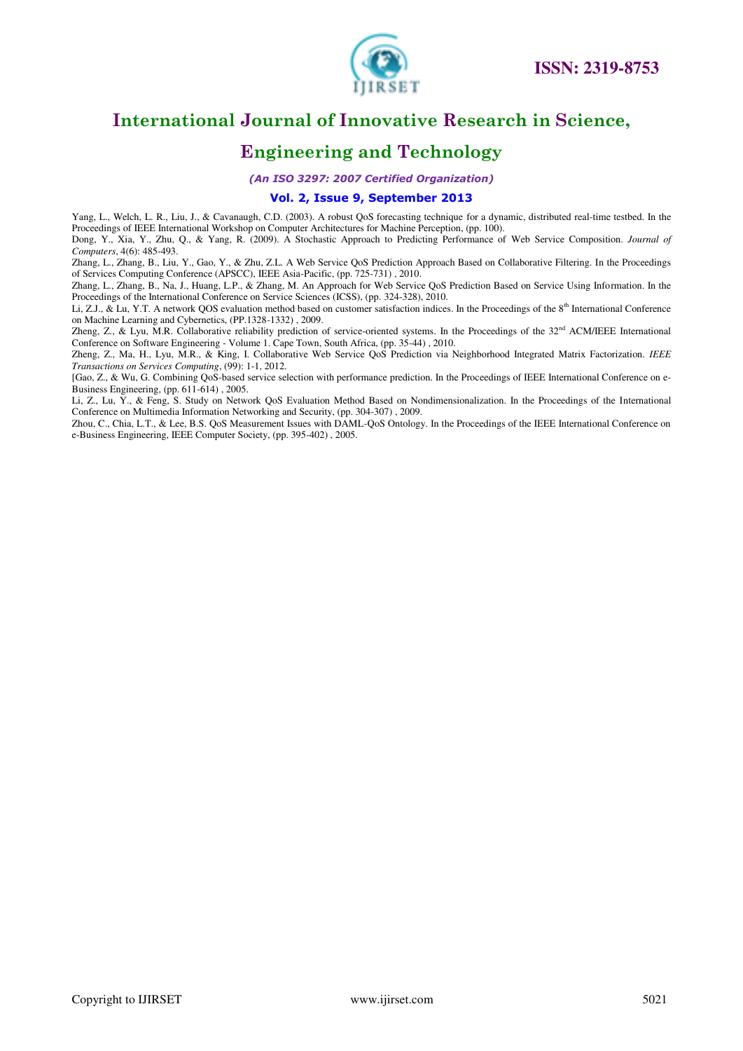Yang, L., Welch, L. R., Liu, J., & Cavanaugh, C.D. (2003). A robust QoS forecasting technique for a dynamic, distributed real-time testbed. In the Proceedings of IEEE International Workshop on Computer Architectures for Machine Perception, (pp. 100).

Dong, Y., Xia, Y., Zhu, Q., & Yang, R. (2009). A Stochastic Approach to Predicting Performance of Web Service Composition. *Journal of Computers*, 4(6): 485-493.

Zhang, L., Zhang, B., Liu, Y., Gao, Y., & Zhu, Z.L. A Web Service QoS Prediction Approach Based on Collaborative Filtering. In the Proceedings of Services Computing Conference (APSCC), IEEE Asia-Pacific, (pp. 725-731) , 2010.

Zhang, L., Zhang, B., Na, J., Huang, L.P., & Zhang, M. An Approach for Web Service QoS Prediction Based on Service Using Information. In the Proceedings of the International Conference on Service Sciences (ICSS), (pp. 324-328), 2010.

Li, Z.J., & Lu, Y.T. A network QOS evaluation method based on customer satisfaction indices. In the Proceedings of the 8th International Conference on Machine Learning and Cybernetics, (PP.1328-1332) , 2009.

Zheng, Z., & Lyu, M.R. Collaborative reliability prediction of service-oriented systems. In the Proceedings of the 32nd ACM/IEEE International Conference on Software Engineering - Volume 1. Cape Town, South Africa, (pp. 35-44) , 2010.

Zheng, Z., Ma, H., Lyu, M.R., & King, I. Collaborative Web Service QoS Prediction via Neighborhood Integrated Matrix Factorization. *IEEE Transactions on Services Computing*, (99): 1-1, 2012.

[Gao, Z., & Wu, G. Combining QoS-based service selection with performance prediction. In the Proceedings of IEEE International Conference on e-Business Engineering, (pp. 611-614) , 2005.

Li, Z., Lu, Y., & Feng, S. Study on Network QoS Evaluation Method Based on Nondimensionalization. In the Proceedings of the International Conference on Multimedia Information Networking and Security, (pp. 304-307) , 2009.

Zhou, C., Chia, L.T., & Lee, B.S. QoS Measurement Issues with DAML-QoS Ontology. In the Proceedings of the IEEE International Conference on e-Business Engineering, IEEE Computer Society, (pp. 395-402) , 2005.